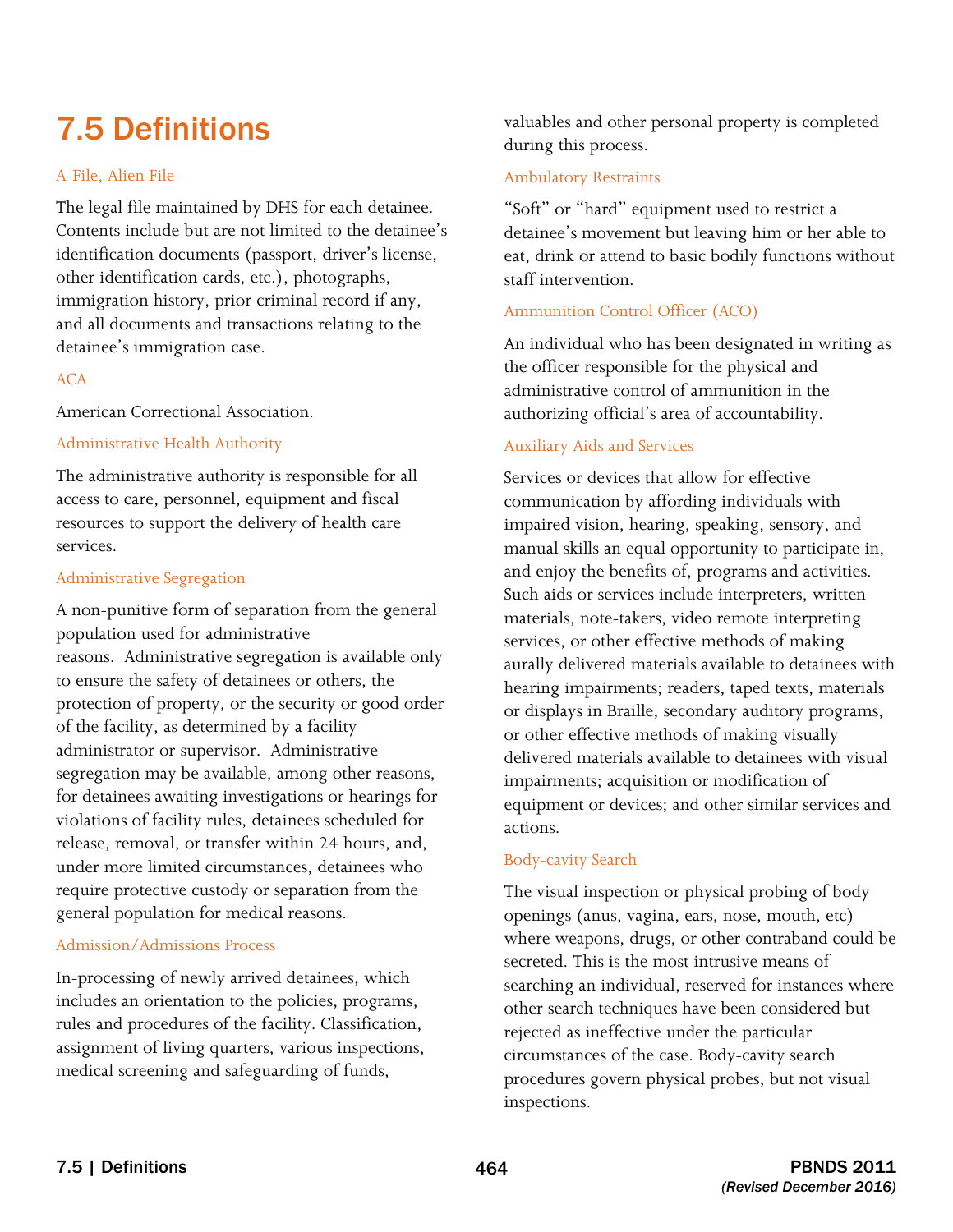# 7.5 Definitions

### A-File, Alien File

The legal file maintained by DHS for each detainee. Contents include but are not limited to the detainee's identification documents (passport, driver's license, other identification cards, etc.), photographs, immigration history, prior criminal record if any, and all documents and transactions relating to the detainee's immigration case.

### ACA

American Correctional Association.

### Administrative Health Authority

The administrative authority is responsible for all access to care, personnel, equipment and fiscal resources to support the delivery of health care services.

### Administrative Segregation

A non-punitive form of separation from the general population used for administrative reasons. Administrative segregation is available only to ensure the safety of detainees or others, the protection of property, or the security or good order of the facility, as determined by a facility administrator or supervisor. Administrative segregation may be available, among other reasons, for detainees awaiting investigations or hearings for violations of facility rules, detainees scheduled for release, removal, or transfer within 24 hours, and, under more limited circumstances, detainees who require protective custody or separation from the general population for medical reasons.

### Admission/Admissions Process

In-processing of newly arrived detainees, which includes an orientation to the policies, programs, rules and procedures of the facility. Classification, assignment of living quarters, various inspections, medical screening and safeguarding of funds, valuables and other personal property is completed during this process.

### Ambulatory Restraints

"Soft" or "hard" equipment used to restrict a detainee's movement but leaving him or her able to eat, drink or attend to basic bodily functions without staff intervention.

### Ammunition Control Officer (ACO)

An individual who has been designated in writing as the officer responsible for the physical and administrative control of ammunition in the authorizing official's area of accountability.

### Auxiliary Aids and Services

Services or devices that allow for effective communication by affording individuals with impaired vision, hearing, speaking, sensory, and manual skills an equal opportunity to participate in, and enjoy the benefits of, programs and activities. Such aids or services include interpreters, written materials, note-takers, video remote interpreting services, or other effective methods of making aurally delivered materials available to detainees with hearing impairments; readers, taped texts, materials or displays in Braille, secondary auditory programs, or other effective methods of making visually delivered materials available to detainees with visual impairments; acquisition or modification of equipment or devices; and other similar services and actions.

### Body-cavity Search

The visual inspection or physical probing of body openings (anus, vagina, ears, nose, mouth, etc) where weapons, drugs, or other contraband could be secreted. This is the most intrusive means of searching an individual, reserved for instances where other search techniques have been considered but rejected as ineffective under the particular circumstances of the case. Body-cavity search procedures govern physical probes, but not visual inspections.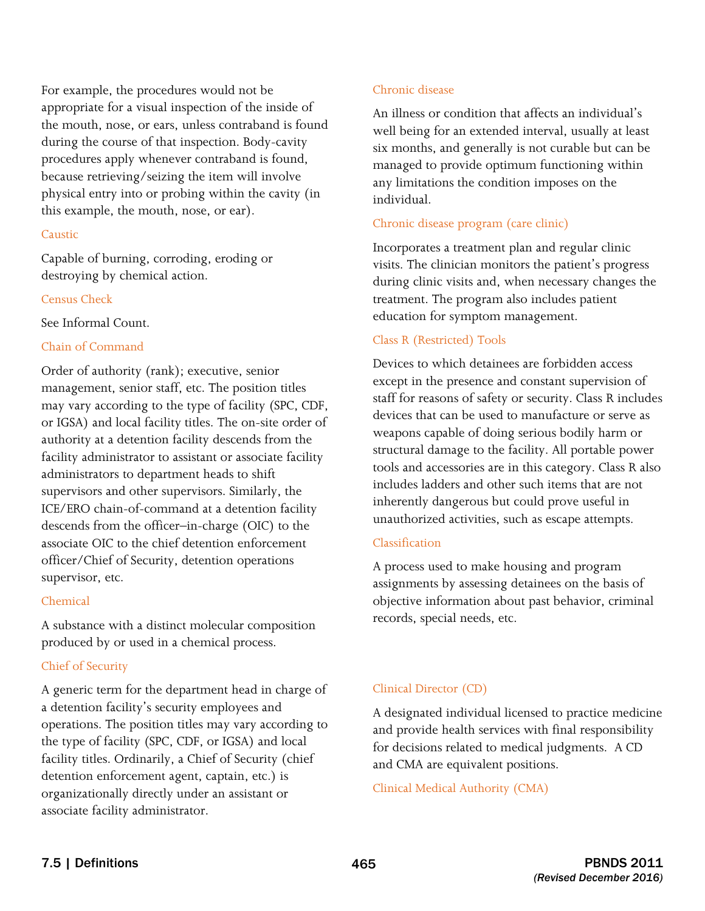For example, the procedures would not be appropriate for a visual inspection of the inside of the mouth, nose, or ears, unless contraband is found during the course of that inspection. Body-cavity procedures apply whenever contraband is found, because retrieving/seizing the item will involve physical entry into or probing within the cavity (in this example, the mouth, nose, or ear).

### Caustic

Capable of burning, corroding, eroding or destroying by chemical action.

### Census Check

See Informal Count.

### Chain of Command

Order of authority (rank); executive, senior management, senior staff, etc. The position titles may vary according to the type of facility (SPC, CDF, or IGSA) and local facility titles. The on-site order of authority at a detention facility descends from the facility administrator to assistant or associate facility administrators to department heads to shift supervisors and other supervisors. Similarly, the ICE/ERO chain-of-command at a detention facility descends from the officer–in-charge (OIC) to the associate OIC to the chief detention enforcement officer/Chief of Security, detention operations supervisor, etc.

### Chemical

A substance with a distinct molecular composition produced by or used in a chemical process.

### Chief of Security

A generic term for the department head in charge of a detention facility's security employees and operations. The position titles may vary according to the type of facility (SPC, CDF, or IGSA) and local facility titles. Ordinarily, a Chief of Security (chief detention enforcement agent, captain, etc.) is organizationally directly under an assistant or associate facility administrator.

### Chronic disease

An illness or condition that affects an individual's well being for an extended interval, usually at least six months, and generally is not curable but can be managed to provide optimum functioning within any limitations the condition imposes on the individual.

### Chronic disease program (care clinic)

Incorporates a treatment plan and regular clinic visits. The clinician monitors the patient's progress during clinic visits and, when necessary changes the treatment. The program also includes patient education for symptom management.

### Class R (Restricted) Tools

Devices to which detainees are forbidden access except in the presence and constant supervision of staff for reasons of safety or security. Class R includes devices that can be used to manufacture or serve as weapons capable of doing serious bodily harm or structural damage to the facility. All portable power tools and accessories are in this category. Class R also includes ladders and other such items that are not inherently dangerous but could prove useful in unauthorized activities, such as escape attempts.

### Classification

A process used to make housing and program assignments by assessing detainees on the basis of objective information about past behavior, criminal records, special needs, etc.

### Clinical Director (CD)

A designated individual licensed to practice medicine and provide health services with final responsibility for decisions related to medical judgments. A CD and CMA are equivalent positions.

### Clinical Medical Authority (CMA)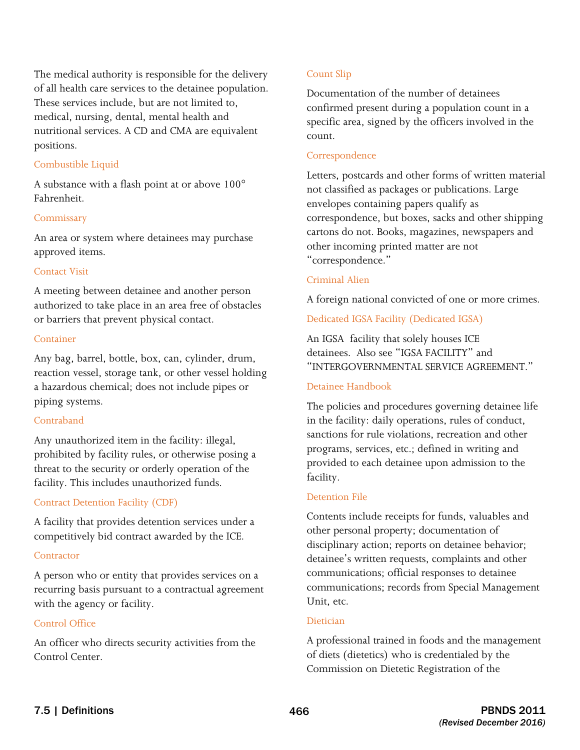The medical authority is responsible for the delivery of all health care services to the detainee population. These services include, but are not limited to, medical, nursing, dental, mental health and nutritional services. A CD and CMA are equivalent positions.

### Combustible Liquid

A substance with a flash point at or above 100° Fahrenheit.

### Commissary

An area or system where detainees may purchase approved items.

### Contact Visit

A meeting between detainee and another person authorized to take place in an area free of obstacles or barriers that prevent physical contact.

### Container

Any bag, barrel, bottle, box, can, cylinder, drum, reaction vessel, storage tank, or other vessel holding a hazardous chemical; does not include pipes or piping systems.

### Contraband

Any unauthorized item in the facility: illegal, prohibited by facility rules, or otherwise posing a threat to the security or orderly operation of the facility. This includes unauthorized funds.

### Contract Detention Facility (CDF)

A facility that provides detention services under a competitively bid contract awarded by the ICE.

### Contractor

A person who or entity that provides services on a recurring basis pursuant to a contractual agreement with the agency or facility.

### Control Office

An officer who directs security activities from the Control Center.

### Count Slip

Documentation of the number of detainees confirmed present during a population count in a specific area, signed by the officers involved in the count.

### Correspondence

Letters, postcards and other forms of written material not classified as packages or publications. Large envelopes containing papers qualify as correspondence, but boxes, sacks and other shipping cartons do not. Books, magazines, newspapers and other incoming printed matter are not "correspondence."

### Criminal Alien

A foreign national convicted of one or more crimes.

### Dedicated IGSA Facility (Dedicated IGSA)

An IGSA facility that solely houses ICE detainees. Also see "IGSA FACILITY" and "INTERGOVERNMENTAL SERVICE AGREEMENT."

### Detainee Handbook

The policies and procedures governing detainee life in the facility: daily operations, rules of conduct, sanctions for rule violations, recreation and other programs, services, etc.; defined in writing and provided to each detainee upon admission to the facility.

### Detention File

Contents include receipts for funds, valuables and other personal property; documentation of disciplinary action; reports on detainee behavior; detainee's written requests, complaints and other communications; official responses to detainee communications; records from Special Management Unit, etc.

### Dietician

A professional trained in foods and the management of diets (dietetics) who is credentialed by the Commission on Dietetic Registration of the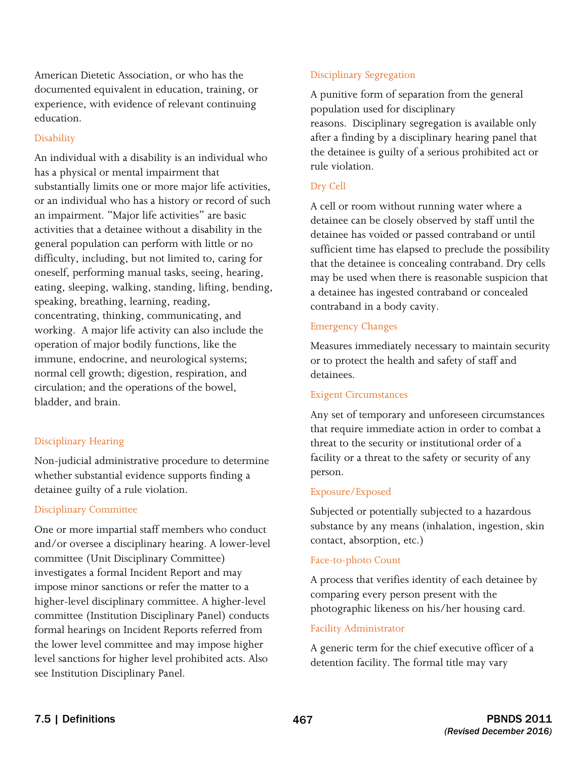American Dietetic Association, or who has the documented equivalent in education, training, or experience, with evidence of relevant continuing education.

### Disability

An individual with a disability is an individual who has a physical or mental impairment that substantially limits one or more major life activities, or an individual who has a history or record of such an impairment. "Major life activities" are basic activities that a detainee without a disability in the general population can perform with little or no difficulty, including, but not limited to, caring for oneself, performing manual tasks, seeing, hearing, eating, sleeping, walking, standing, lifting, bending, speaking, breathing, learning, reading, concentrating, thinking, communicating, and working. A major life activity can also include the operation of major bodily functions, like the immune, endocrine, and neurological systems; normal cell growth; digestion, respiration, and circulation; and the operations of the bowel, bladder, and brain.

### Disciplinary Hearing

Non-judicial administrative procedure to determine whether substantial evidence supports finding a detainee guilty of a rule violation.

### Disciplinary Committee

One or more impartial staff members who conduct and/or oversee a disciplinary hearing. A lower-level committee (Unit Disciplinary Committee) investigates a formal Incident Report and may impose minor sanctions or refer the matter to a higher-level disciplinary committee. A higher-level committee (Institution Disciplinary Panel) conducts formal hearings on Incident Reports referred from the lower level committee and may impose higher level sanctions for higher level prohibited acts. Also see Institution Disciplinary Panel.

### Disciplinary Segregation

A punitive form of separation from the general population used for disciplinary reasons. Disciplinary segregation is available only after a finding by a disciplinary hearing panel that the detainee is guilty of a serious prohibited act or rule violation.

### Dry Cell

A cell or room without running water where a detainee can be closely observed by staff until the detainee has voided or passed contraband or until sufficient time has elapsed to preclude the possibility that the detainee is concealing contraband. Dry cells may be used when there is reasonable suspicion that a detainee has ingested contraband or concealed contraband in a body cavity.

### Emergency Changes

Measures immediately necessary to maintain security or to protect the health and safety of staff and detainees.

### Exigent Circumstances

Any set of temporary and unforeseen circumstances that require immediate action in order to combat a threat to the security or institutional order of a facility or a threat to the safety or security of any person.

### Exposure/Exposed

Subjected or potentially subjected to a hazardous substance by any means (inhalation, ingestion, skin contact, absorption, etc.)

### Face-to-photo Count

A process that verifies identity of each detainee by comparing every person present with the photographic likeness on his/her housing card.

### Facility Administrator

A generic term for the chief executive officer of a detention facility. The formal title may vary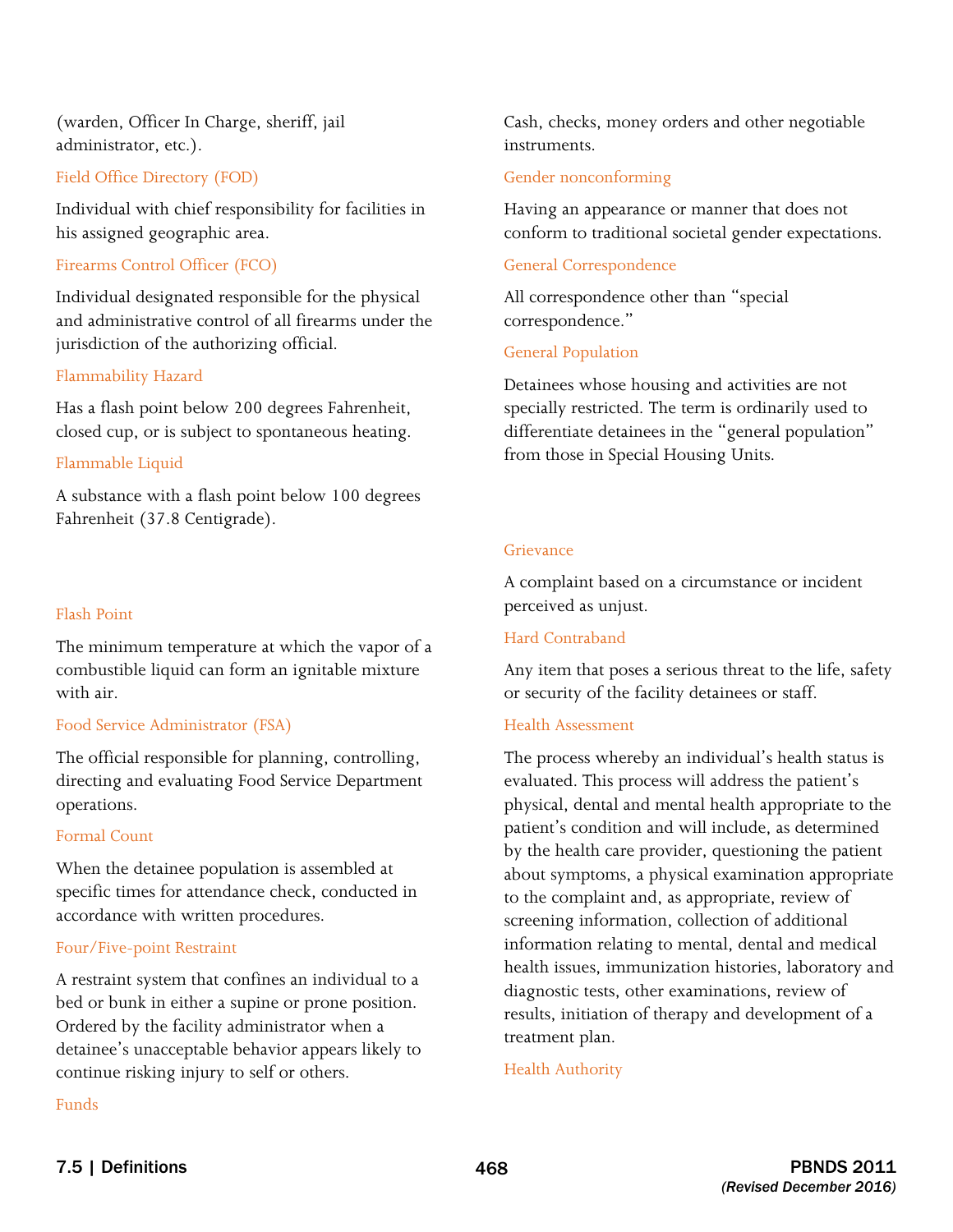(warden, Officer In Charge, sheriff, jail administrator, etc.).

### Field Office Directory (FOD)

Individual with chief responsibility for facilities in his assigned geographic area.

### Firearms Control Officer (FCO)

Individual designated responsible for the physical and administrative control of all firearms under the jurisdiction of the authorizing official.

### Flammability Hazard

Has a flash point below 200 degrees Fahrenheit, closed cup, or is subject to spontaneous heating.

### Flammable Liquid

A substance with a flash point below 100 degrees Fahrenheit (37.8 Centigrade).

### Flash Point

The minimum temperature at which the vapor of a combustible liquid can form an ignitable mixture with air.

### Food Service Administrator (FSA)

The official responsible for planning, controlling, directing and evaluating Food Service Department operations.

### Formal Count

When the detainee population is assembled at specific times for attendance check, conducted in accordance with written procedures.

### Four/Five-point Restraint

A restraint system that confines an individual to a bed or bunk in either a supine or prone position. Ordered by the facility administrator when a detainee's unacceptable behavior appears likely to continue risking injury to self or others.

### Funds

Cash, checks, money orders and other negotiable instruments.

### Gender nonconforming

Having an appearance or manner that does not conform to traditional societal gender expectations.

### General Correspondence

All correspondence other than "special correspondence."

### General Population

Detainees whose housing and activities are not specially restricted. The term is ordinarily used to differentiate detainees in the "general population" from those in Special Housing Units.

### Grievance

A complaint based on a circumstance or incident perceived as unjust.

### Hard Contraband

Any item that poses a serious threat to the life, safety or security of the facility detainees or staff.

### Health Assessment

The process whereby an individual's health status is evaluated. This process will address the patient's physical, dental and mental health appropriate to the patient's condition and will include, as determined by the health care provider, questioning the patient about symptoms, a physical examination appropriate to the complaint and, as appropriate, review of screening information, collection of additional information relating to mental, dental and medical health issues, immunization histories, laboratory and diagnostic tests, other examinations, review of results, initiation of therapy and development of a treatment plan.

### Health Authority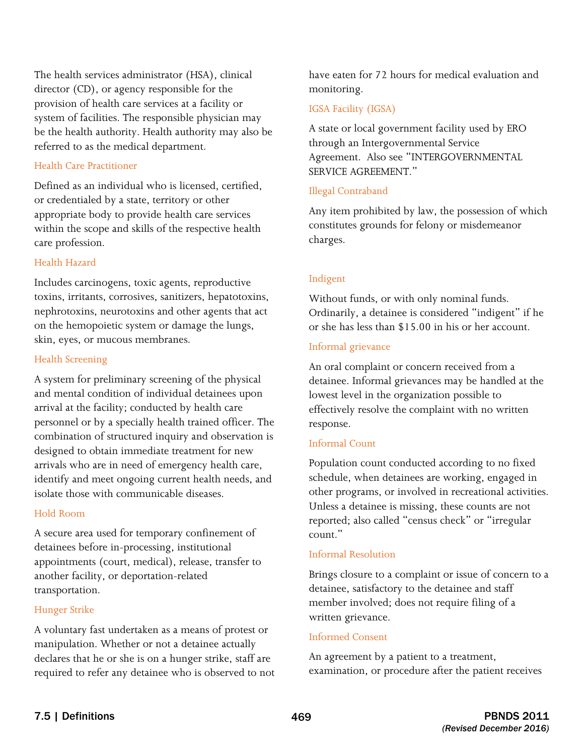The health services administrator (HSA), clinical director (CD), or agency responsible for the provision of health care services at a facility or system of facilities. The responsible physician may be the health authority. Health authority may also be referred to as the medical department.

### Health Care Practitioner

Defined as an individual who is licensed, certified, or credentialed by a state, territory or other appropriate body to provide health care services within the scope and skills of the respective health care profession.

### Health Hazard

Includes carcinogens, toxic agents, reproductive toxins, irritants, corrosives, sanitizers, hepatotoxins, nephrotoxins, neurotoxins and other agents that act on the hemopoietic system or damage the lungs, skin, eyes, or mucous membranes.

### Health Screening

A system for preliminary screening of the physical and mental condition of individual detainees upon arrival at the facility; conducted by health care personnel or by a specially health trained officer. The combination of structured inquiry and observation is designed to obtain immediate treatment for new arrivals who are in need of emergency health care, identify and meet ongoing current health needs, and isolate those with communicable diseases.

### Hold Room

A secure area used for temporary confinement of detainees before in-processing, institutional appointments (court, medical), release, transfer to another facility, or deportation-related transportation.

### Hunger Strike

A voluntary fast undertaken as a means of protest or manipulation. Whether or not a detainee actually declares that he or she is on a hunger strike, staff are required to refer any detainee who is observed to not have eaten for 72 hours for medical evaluation and monitoring.

### IGSA Facility (IGSA)

A state or local government facility used by ERO through an Intergovernmental Service Agreement. Also see "INTERGOVERNMENTAL SERVICE AGREEMENT."

### Illegal Contraband

Any item prohibited by law, the possession of which constitutes grounds for felony or misdemeanor charges.

### Indigent

Without funds, or with only nominal funds. Ordinarily, a detainee is considered "indigent" if he or she has less than $15.00 in his or her account.

### Informal grievance

An oral complaint or concern received from a detainee. Informal grievances may be handled at the lowest level in the organization possible to effectively resolve the complaint with no written response.

### Informal Count

Population count conducted according to no fixed schedule, when detainees are working, engaged in other programs, or involved in recreational activities. Unless a detainee is missing, these counts are not reported; also called "census check" or "irregular count."

### Informal Resolution

Brings closure to a complaint or issue of concern to a detainee, satisfactory to the detainee and staff member involved; does not require filing of a written grievance.

### Informed Consent

An agreement by a patient to a treatment, examination, or procedure after the patient receives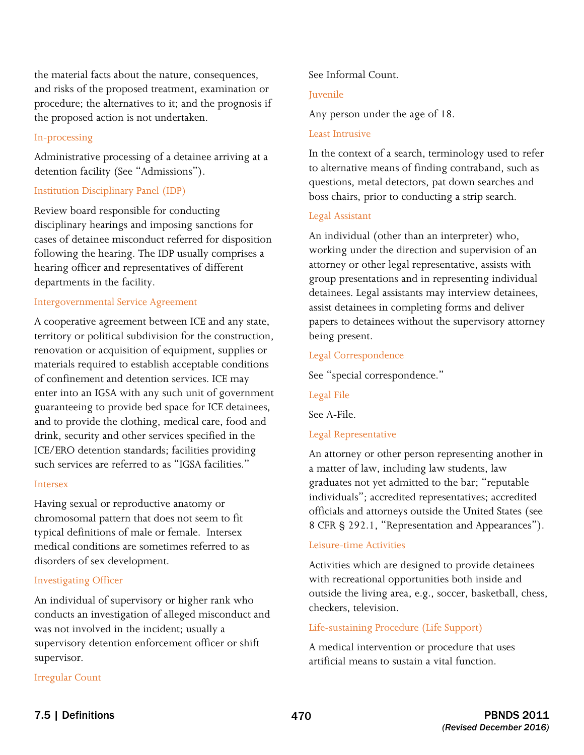the material facts about the nature, consequences, and risks of the proposed treatment, examination or procedure; the alternatives to it; and the prognosis if the proposed action is not undertaken.

### In-processing

Administrative processing of a detainee arriving at a detention facility (See "Admissions").

### Institution Disciplinary Panel (IDP)

Review board responsible for conducting disciplinary hearings and imposing sanctions for cases of detainee misconduct referred for disposition following the hearing. The IDP usually comprises a hearing officer and representatives of different departments in the facility.

### Intergovernmental Service Agreement

A cooperative agreement between ICE and any state, territory or political subdivision for the construction, renovation or acquisition of equipment, supplies or materials required to establish acceptable conditions of confinement and detention services. ICE may enter into an IGSA with any such unit of government guaranteeing to provide bed space for ICE detainees, and to provide the clothing, medical care, food and drink, security and other services specified in the ICE/ERO detention standards; facilities providing such services are referred to as "IGSA facilities."

### Intersex

Having sexual or reproductive anatomy or chromosomal pattern that does not seem to fit typical definitions of male or female. Intersex medical conditions are sometimes referred to as disorders of sex development.

### Investigating Officer

An individual of supervisory or higher rank who conducts an investigation of alleged misconduct and was not involved in the incident; usually a supervisory detention enforcement officer or shift supervisor.

### Irregular Count

See Informal Count.

### Juvenile

Any person under the age of 18.

### Least Intrusive

In the context of a search, terminology used to refer to alternative means of finding contraband, such as questions, metal detectors, pat down searches and boss chairs, prior to conducting a strip search.

### Legal Assistant

An individual (other than an interpreter) who, working under the direction and supervision of an attorney or other legal representative, assists with group presentations and in representing individual detainees. Legal assistants may interview detainees, assist detainees in completing forms and deliver papers to detainees without the supervisory attorney being present.

### Legal Correspondence

See "special correspondence."

### Legal File

See A-File.

### Legal Representative

An attorney or other person representing another in a matter of law, including law students, law graduates not yet admitted to the bar; "reputable individuals"; accredited representatives; accredited officials and attorneys outside the United States (see 8 CFR § 292.1, "Representation and Appearances").

### Leisure-time Activities

Activities which are designed to provide detainees with recreational opportunities both inside and outside the living area, e.g., soccer, basketball, chess, checkers, television.

### Life-sustaining Procedure (Life Support)

A medical intervention or procedure that uses artificial means to sustain a vital function.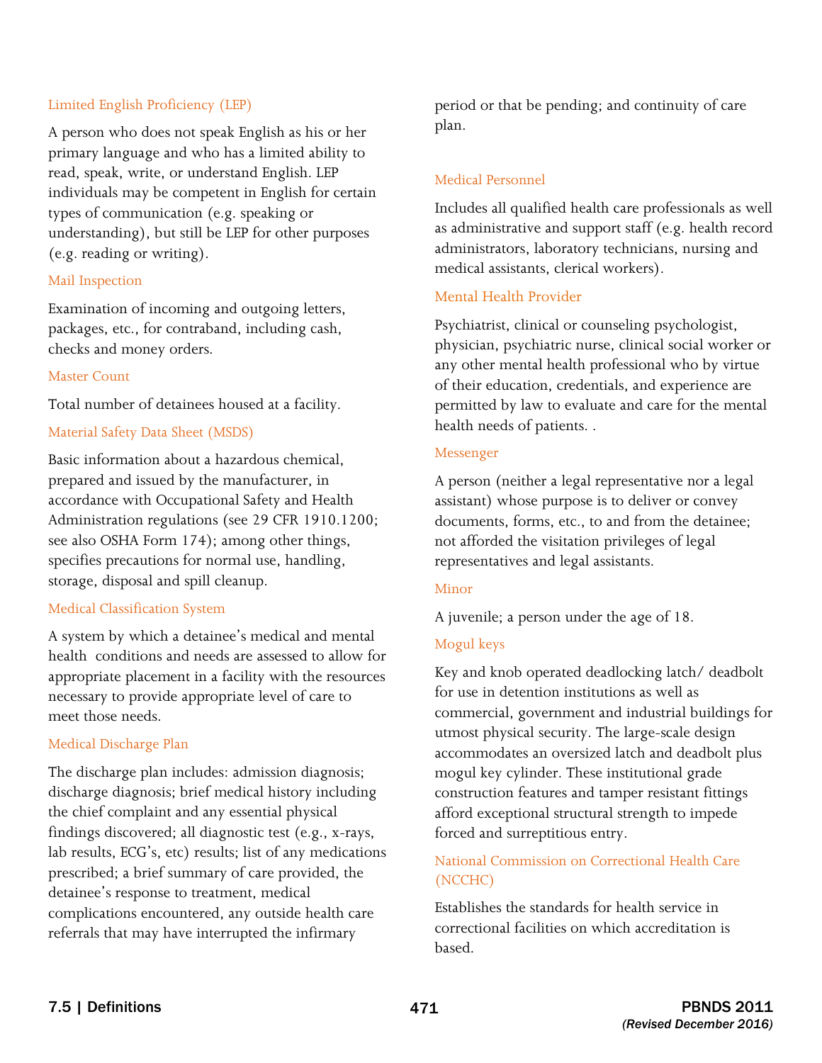### Limited English Proficiency (LEP)

A person who does not speak English as his or her primary language and who has a limited ability to read, speak, write, or understand English. LEP individuals may be competent in English for certain types of communication (e.g. speaking or understanding), but still be LEP for other purposes (e.g. reading or writing).

### Mail Inspection

Examination of incoming and outgoing letters, packages, etc., for contraband, including cash, checks and money orders.

### Master Count

Total number of detainees housed at a facility.

### Material Safety Data Sheet (MSDS)

Basic information about a hazardous chemical, prepared and issued by the manufacturer, in accordance with Occupational Safety and Health Administration regulations (see 29 CFR 1910.1200; see also OSHA Form 174); among other things, specifies precautions for normal use, handling, storage, disposal and spill cleanup.

### Medical Classification System

A system by which a detainee's medical and mental health conditions and needs are assessed to allow for appropriate placement in a facility with the resources necessary to provide appropriate level of care to meet those needs.

### Medical Discharge Plan

The discharge plan includes: admission diagnosis; discharge diagnosis; brief medical history including the chief complaint and any essential physical findings discovered; all diagnostic test (e.g., x-rays, lab results, ECG's, etc) results; list of any medications prescribed; a brief summary of care provided, the detainee's response to treatment, medical complications encountered, any outside health care referrals that may have interrupted the infirmary period or that be pending; and continuity of care plan.

### Medical Personnel

Includes all qualified health care professionals as well as administrative and support staff (e.g. health record administrators, laboratory technicians, nursing and medical assistants, clerical workers).

### Mental Health Provider

Psychiatrist, clinical or counseling psychologist, physician, psychiatric nurse, clinical social worker or any other mental health professional who by virtue of their education, credentials, and experience are permitted by law to evaluate and care for the mental health needs of patients. .

### Messenger

A person (neither a legal representative nor a legal assistant) whose purpose is to deliver or convey documents, forms, etc., to and from the detainee; not afforded the visitation privileges of legal representatives and legal assistants.

### Minor

A juvenile; a person under the age of 18.

### Mogul keys

Key and knob operated deadlocking latch/ deadbolt for use in detention institutions as well as commercial, government and industrial buildings for utmost physical security. The large-scale design accommodates an oversized latch and deadbolt plus mogul key cylinder. These institutional grade construction features and tamper resistant fittings afford exceptional structural strength to impede forced and surreptitious entry.

### National Commission on Correctional Health Care (NCCHC)

Establishes the standards for health service in correctional facilities on which accreditation is based.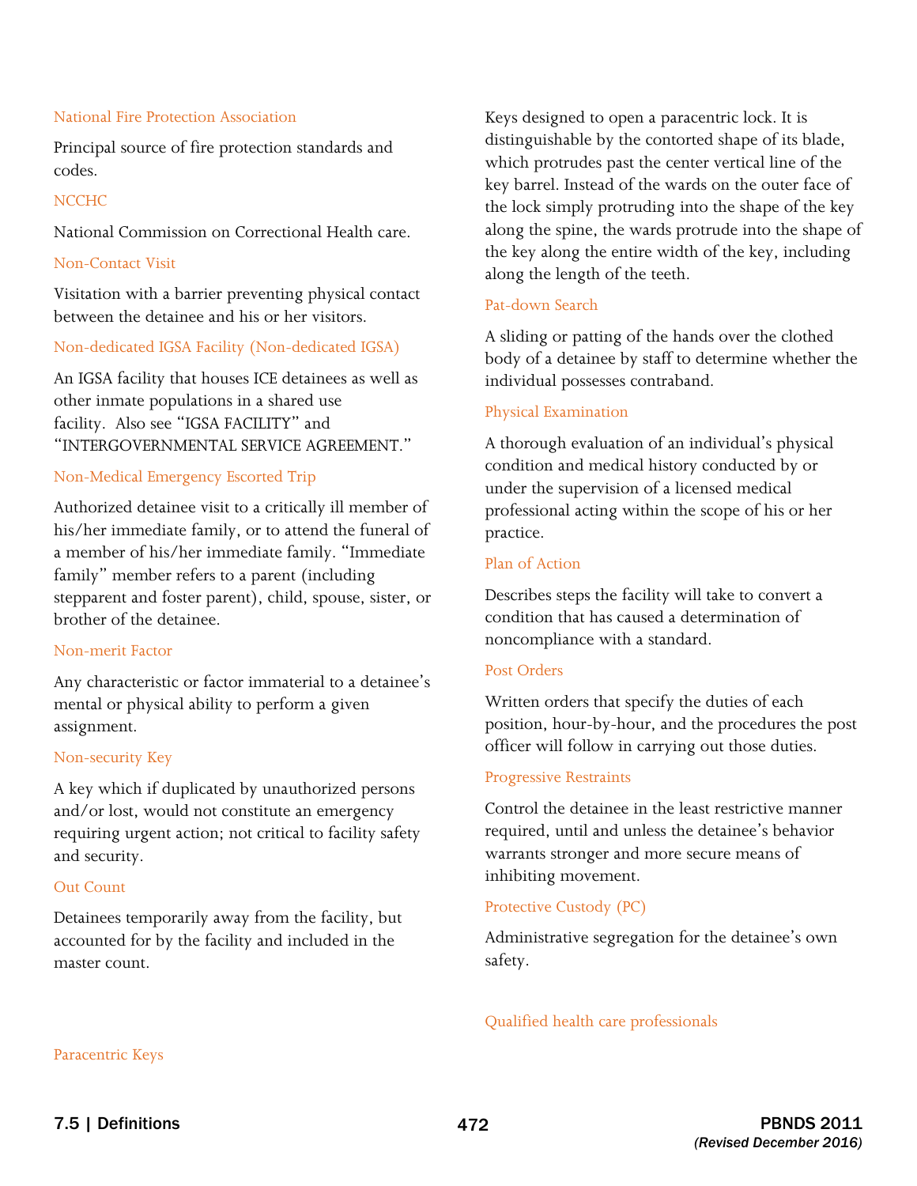National Fire Protection Association

Principal source of fire protection standards and codes.

NCCHC

National Commission on Correctional Health care.

Non-Contact Visit

Visitation with a barrier preventing physical contact between the detainee and his or her visitors.

Non-dedicated IGSA Facility (Non-dedicated IGSA)

An IGSA facility that houses ICE detainees as well as other inmate populations in a shared use facility. Also see "IGSA FACILITY" and "INTERGOVERNMENTAL SERVICE AGREEMENT."

Non-Medical Emergency Escorted Trip

Authorized detainee visit to a critically ill member of his/her immediate family, or to attend the funeral of a member of his/her immediate family. "Immediate family" member refers to a parent (including stepparent and foster parent), child, spouse, sister, or brother of the detainee.

Non-merit Factor

Any characteristic or factor immaterial to a detainee's mental or physical ability to perform a given assignment.

Non-security Key

A key which if duplicated by unauthorized persons and/or lost, would not constitute an emergency requiring urgent action; not critical to facility safety and security.

Out Count

Detainees temporarily away from the facility, but accounted for by the facility and included in the master count.

Paracentric Keys

Keys designed to open a paracentric lock. It is distinguishable by the contorted shape of its blade, which protrudes past the center vertical line of the key barrel. Instead of the wards on the outer face of the lock simply protruding into the shape of the key along the spine, the wards protrude into the shape of the key along the entire width of the key, including along the length of the teeth.

Pat-down Search

A sliding or patting of the hands over the clothed body of a detainee by staff to determine whether the individual possesses contraband.

Physical Examination

A thorough evaluation of an individual's physical condition and medical history conducted by or under the supervision of a licensed medical professional acting within the scope of his or her practice.

Plan of Action

Describes steps the facility will take to convert a condition that has caused a determination of noncompliance with a standard.

Post Orders

Written orders that specify the duties of each position, hour-by-hour, and the procedures the post officer will follow in carrying out those duties.

Progressive Restraints

Control the detainee in the least restrictive manner required, until and unless the detainee's behavior warrants stronger and more secure means of inhibiting movement.

Protective Custody (PC)

Administrative segregation for the detainee's own safety.

Qualified health care professionals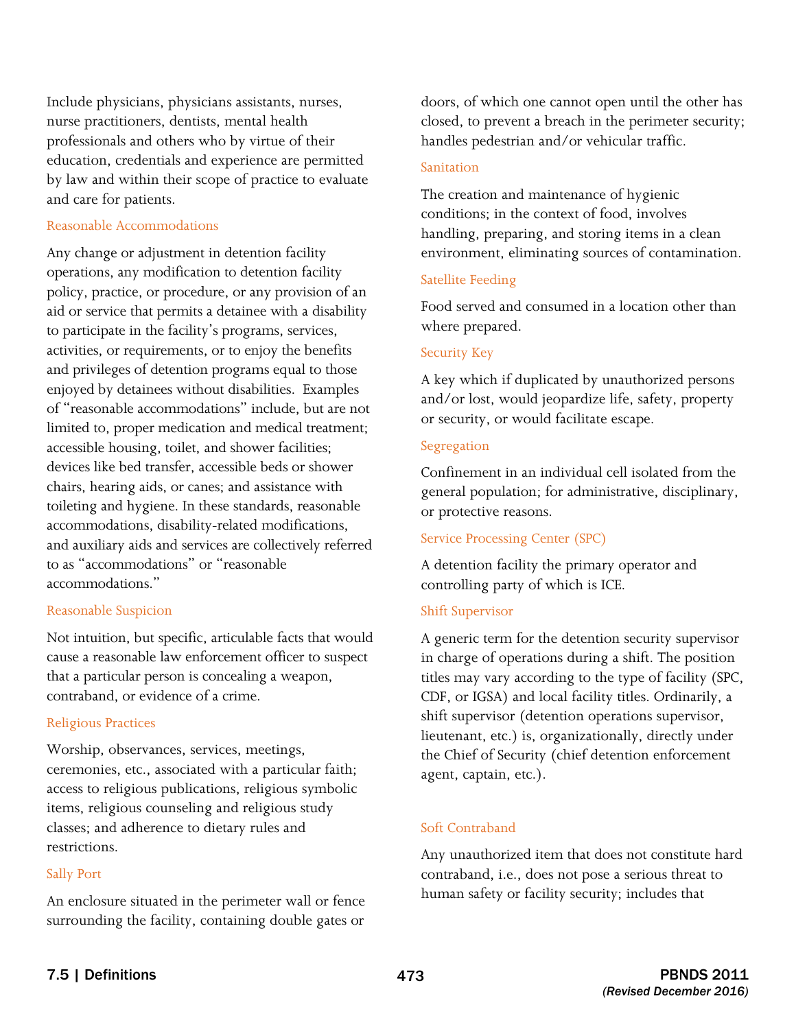Include physicians, physicians assistants, nurses, nurse practitioners, dentists, mental health professionals and others who by virtue of their education, credentials and experience are permitted by law and within their scope of practice to evaluate and care for patients.

### Reasonable Accommodations

Any change or adjustment in detention facility operations, any modification to detention facility policy, practice, or procedure, or any provision of an aid or service that permits a detainee with a disability to participate in the facility's programs, services, activities, or requirements, or to enjoy the benefits and privileges of detention programs equal to those enjoyed by detainees without disabilities. Examples of "reasonable accommodations" include, but are not limited to, proper medication and medical treatment; accessible housing, toilet, and shower facilities; devices like bed transfer, accessible beds or shower chairs, hearing aids, or canes; and assistance with toileting and hygiene. In these standards, reasonable accommodations, disability-related modifications, and auxiliary aids and services are collectively referred to as "accommodations" or "reasonable accommodations."

### Reasonable Suspicion

Not intuition, but specific, articulable facts that would cause a reasonable law enforcement officer to suspect that a particular person is concealing a weapon, contraband, or evidence of a crime.

### Religious Practices

Worship, observances, services, meetings, ceremonies, etc., associated with a particular faith; access to religious publications, religious symbolic items, religious counseling and religious study classes; and adherence to dietary rules and restrictions.

### Sally Port

An enclosure situated in the perimeter wall or fence surrounding the facility, containing double gates or doors, of which one cannot open until the other has closed, to prevent a breach in the perimeter security; handles pedestrian and/or vehicular traffic.

### Sanitation

The creation and maintenance of hygienic conditions; in the context of food, involves handling, preparing, and storing items in a clean environment, eliminating sources of contamination.

### Satellite Feeding

Food served and consumed in a location other than where prepared.

### Security Key

A key which if duplicated by unauthorized persons and/or lost, would jeopardize life, safety, property or security, or would facilitate escape.

### Segregation

Confinement in an individual cell isolated from the general population; for administrative, disciplinary, or protective reasons.

### Service Processing Center (SPC)

A detention facility the primary operator and controlling party of which is ICE.

### Shift Supervisor

A generic term for the detention security supervisor in charge of operations during a shift. The position titles may vary according to the type of facility (SPC, CDF, or IGSA) and local facility titles. Ordinarily, a shift supervisor (detention operations supervisor, lieutenant, etc.) is, organizationally, directly under the Chief of Security (chief detention enforcement agent, captain, etc.).

### Soft Contraband

Any unauthorized item that does not constitute hard contraband, i.e., does not pose a serious threat to human safety or facility security; includes that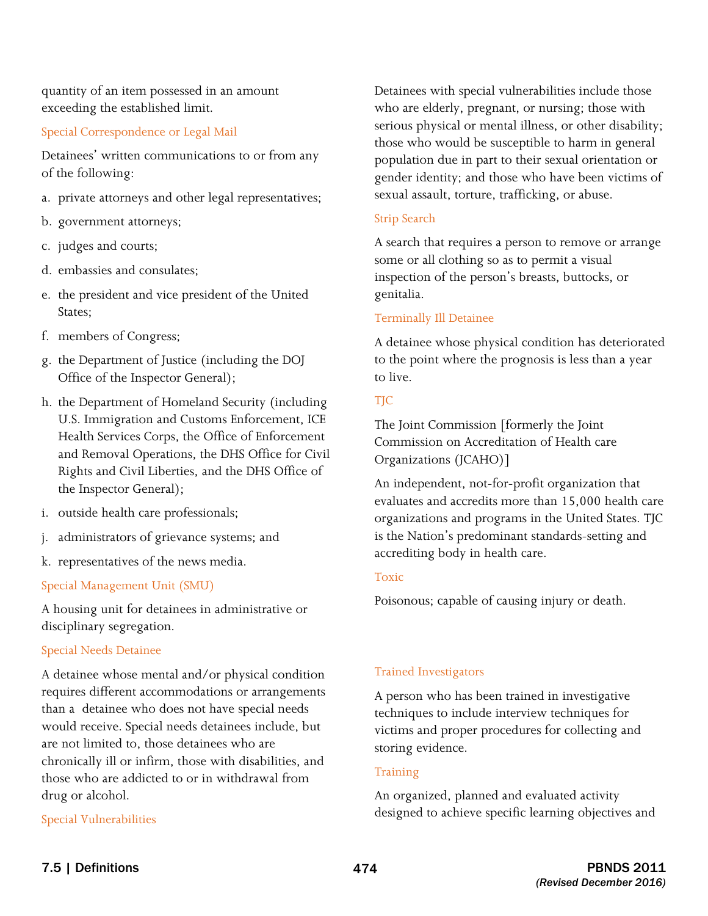quantity of an item possessed in an amount exceeding the established limit.

### Special Correspondence or Legal Mail

Detainees' written communications to or from any of the following:

a. private attorneys and other legal representatives;

b. government attorneys;

c. judges and courts;

d. embassies and consulates;

e. the president and vice president of the United States;

f. members of Congress;

g. the Department of Justice (including the DOJ Office of the Inspector General);

h. the Department of Homeland Security (including U.S. Immigration and Customs Enforcement, ICE Health Services Corps, the Office of Enforcement and Removal Operations, the DHS Office for Civil Rights and Civil Liberties, and the DHS Office of the Inspector General);

i. outside health care professionals;

j. administrators of grievance systems; and

k. representatives of the news media.

### Special Management Unit (SMU)

A housing unit for detainees in administrative or disciplinary segregation.

### Special Needs Detainee

A detainee whose mental and/or physical condition requires different accommodations or arrangements than a detainee who does not have special needs would receive. Special needs detainees include, but are not limited to, those detainees who are chronically ill or infirm, those with disabilities, and those who are addicted to or in withdrawal from drug or alcohol.

### Special Vulnerabilities

Detainees with special vulnerabilities include those who are elderly, pregnant, or nursing; those with serious physical or mental illness, or other disability; those who would be susceptible to harm in general population due in part to their sexual orientation or gender identity; and those who have been victims of sexual assault, torture, trafficking, or abuse.

### Strip Search

A search that requires a person to remove or arrange some or all clothing so as to permit a visual inspection of the person's breasts, buttocks, or genitalia.

### Terminally Ill Detainee

A detainee whose physical condition has deteriorated to the point where the prognosis is less than a year to live.

### TJC

The Joint Commission [formerly the Joint Commission on Accreditation of Health care Organizations (JCAHO)]

An independent, not-for-profit organization that evaluates and accredits more than 15,000 health care organizations and programs in the United States. TJC is the Nation's predominant standards-setting and accrediting body in health care.

### Toxic

Poisonous; capable of causing injury or death.

### Trained Investigators

A person who has been trained in investigative techniques to include interview techniques for victims and proper procedures for collecting and storing evidence.

### Training

An organized, planned and evaluated activity designed to achieve specific learning objectives and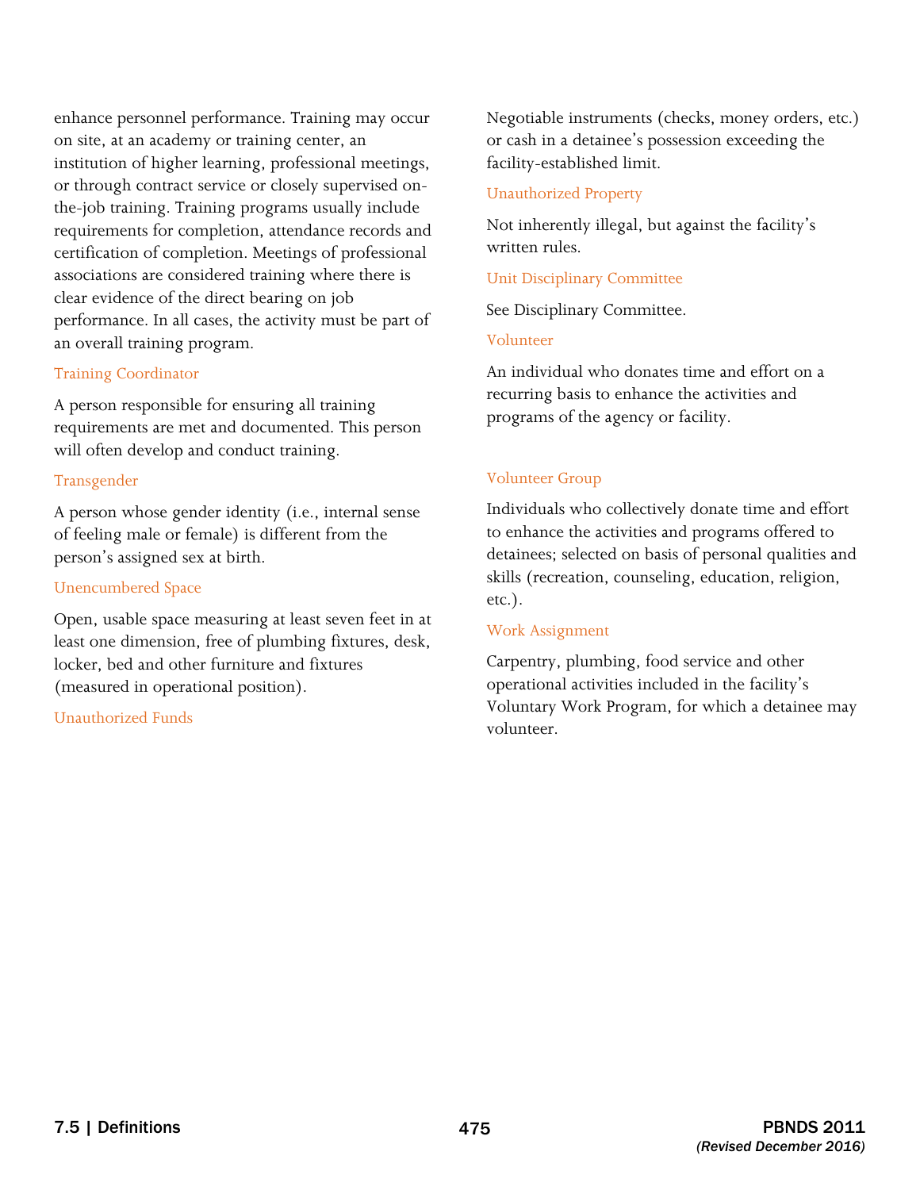enhance personnel performance. Training may occur on site, at an academy or training center, an institution of higher learning, professional meetings, or through contract service or closely supervised on-the-job training. Training programs usually include requirements for completion, attendance records and certification of completion. Meetings of professional associations are considered training where there is clear evidence of the direct bearing on job performance. In all cases, the activity must be part of an overall training program.

### Training Coordinator

A person responsible for ensuring all training requirements are met and documented. This person will often develop and conduct training.

### Transgender

A person whose gender identity (i.e., internal sense of feeling male or female) is different from the person's assigned sex at birth.

### Unencumbered Space

Open, usable space measuring at least seven feet in at least one dimension, free of plumbing fixtures, desk, locker, bed and other furniture and fixtures (measured in operational position).

### Unauthorized Funds

Negotiable instruments (checks, money orders, etc.) or cash in a detainee's possession exceeding the facility-established limit.

### Unauthorized Property

Not inherently illegal, but against the facility's written rules.

### Unit Disciplinary Committee

See Disciplinary Committee.

### Volunteer

An individual who donates time and effort on a recurring basis to enhance the activities and programs of the agency or facility.

### Volunteer Group

Individuals who collectively donate time and effort to enhance the activities and programs offered to detainees; selected on basis of personal qualities and skills (recreation, counseling, education, religion, etc.).

### Work Assignment

Carpentry, plumbing, food service and other operational activities included in the facility's Voluntary Work Program, for which a detainee may volunteer.